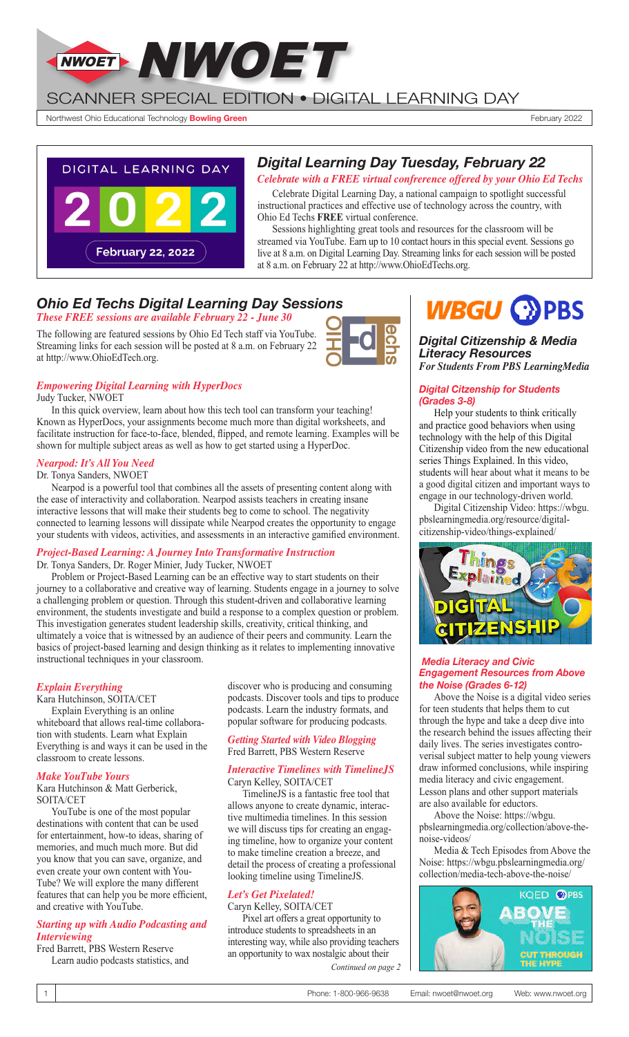# NWOET

## SCANNER SPECIAL EDITION • DIGITAL LEARNING DAY

Northwest Ohio Educational Technology **Bowling Green**

February 2022

## *Digital Learning Day Tuesday, February 22*

***Celebrate with a FREE virtual confrerence offered by your Ohio Ed Techs***

Celebrate Digital Learning Day, a national campaign to spotlight successful instructional practices and effective use of technology across the country, with Ohio Ed Techs **FREE** virtual conference.

Sessions highlighting great tools and resources for the classroom will be streamed via YouTube. Earn up to 10 contact hours in this special event. Sessions go live at 8 a.m. on Digital Learning Day. Streaming links for each session will be posted at 8 a.m. on February 22 at http://www.OhioEdTechs.org.

## *Ohio Ed Techs Digital Learning Day Sessions*

***These FREE sessions are available February 22 - June 30***

The following are featured sessions by Ohio Ed Tech staff via YouTube. Streaming links for each session will be posted at 8 a.m. on February 22 at http://www.OhioEdTech.org.

### *Empowering Digital Learning with HyperDocs*

Judy Tucker, NWOET

In this quick overview, learn about how this tech tool can transform your teaching! Known as HyperDocs, your assignments become much more than digital worksheets, and facilitate instruction for face-to-face, blended, flipped, and remote learning. Examples will be shown for multiple subject areas as well as how to get started using a HyperDoc.

### *Nearpod: It's All You Need*

Dr. Tonya Sanders, NWOET

Nearpod is a powerful tool that combines all the assets of presenting content along with the ease of interactivity and collaboration. Nearpod assists teachers in creating insane interactive lessons that will make their students beg to come to school. The negativity connected to learning lessons will dissipate while Nearpod creates the opportunity to engage your students with videos, activities, and assessments in an interactive gamified environment.

### *Project-Based Learning: A Journey Into Transformative Instruction*

Dr. Tonya Sanders, Dr. Roger Minier, Judy Tucker, NWOET

Problem or Project-Based Learning can be an effective way to start students on their journey to a collaborative and creative way of learning. Students engage in a journey to solve a challenging problem or question. Through this student-driven and collaborative learning environment, the students investigate and build a response to a complex question or problem. This investigation generates student leadership skills, creativity, critical thinking, and ultimately a voice that is witnessed by an audience of their peers and community. Learn the basics of project-based learning and design thinking as it relates to implementing innovative instructional techniques in your classroom.

### *Explain Everything*

Kara Hutchinson, SOITA/CET

Explain Everything is an online whiteboard that allows real-time collaboration with students. Learn what Explain Everything is and ways it can be used in the classroom to create lessons.

### *Make YouTube Yours*

Kara Hutchinson & Matt Gerberick, SOITA/CET

YouTube is one of the most popular destinations with content that can be used for entertainment, how-to ideas, sharing of memories, and much much more. But did you know that you can save, organize, and even create your own content with YouTube? We will explore the many different features that can help you be more efficient, and creative with YouTube.

### *Starting up with Audio Podcasting and Interviewing*

Fred Barrett, PBS Western Reserve

Learn audio podcasts statistics, and discover who is producing and consuming podcasts. Discover tools and tips to produce podcasts. Learn the industry formats, and popular software for producing podcasts.

### *Getting Started with Video Blogging*

Fred Barrett, PBS Western Reserve

### *Interactive Timelines with TimelineJS*

Caryn Kelley, SOITA/CET

TimelineJS is a fantastic free tool that allows anyone to create dynamic, interactive multimedia timelines. In this session we will discuss tips for creating an engaging timeline, how to organize your content to make timeline creation a breeze, and detail the process of creating a professional looking timeline using TimelineJS.

### *Let's Get Pixelated!*

Caryn Kelley, SOITA/CET

Pixel art offers a great opportunity to introduce students to spreadsheets in an interesting way, while also providing teachers an opportunity to wax nostalgic about their

*Continued on page 2*

## *Digital Citizenship & Media Literacy Resources*

***For Students From PBS LearningMedia***

### *Digital Citzenship for Students (Grades 3-8)*

Help your students to think critically and practice good behaviors when using technology with the help of this Digital Citizenship video from the new educational series Things Explained. In this video, students will hear about what it means to be a good digital citizen and important ways to engage in our technology-driven world.

Digital Citizenship Video: https://wbgu.pbslearningmedia.org/resource/digital-citizenship-video/things-explained/

### *Media Literacy and Civic Engagement Resources from Above the Noise (Grades 6-12)*

Above the Noise is a digital video series for teen students that helps them to cut through the hype and take a deep dive into the research behind the issues affecting their daily lives. The series investigates controversial subject matter to help young viewers draw informed conclusions, while inspiring media literacy and civic engagement. Lesson plans and other support materials are also available for eductors.

Above the Noise: https://wbgu.pbslearningmedia.org/collection/above-the-noise-videos/

Media & Tech Episodes from Above the Noise: https://wbgu.pbslearningmedia.org/collection/media-tech-above-the-noise/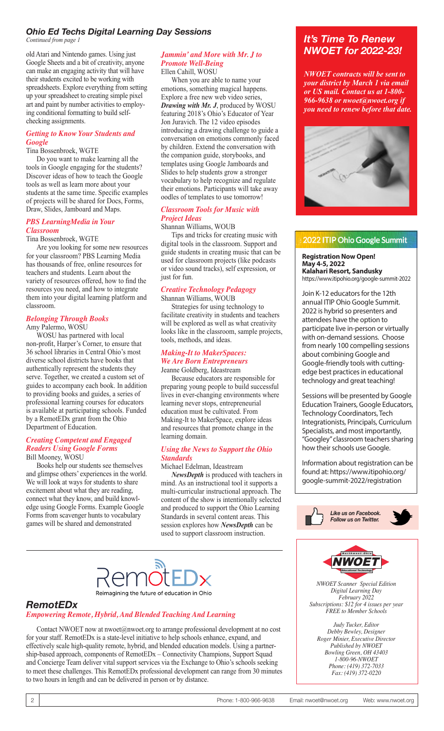## *Ohio Ed Techs Digital Learning Day Sessions*

*Continued from page 1*

old Atari and Nintendo games. Using just Google Sheets and a bit of creativity, anyone can make an engaging activity that will have their students excited to be working with spreadsheets. Explore everything from setting up your spreadsheet to creating simple pixel art and paint by number activities to employing conditional formatting to build self-checking assignments.

### *Getting to Know Your Students and Google*

Tina Bossenbroek, WGTE

Do you want to make learning all the tools in Google engaging for the students? Discover ideas of how to teach the Google tools as well as learn more about your students at the same time. Specific examples of projects will be shared for Docs, Forms, Draw, Slides, Jamboard and Maps.

### *PBS LearningMedia in Your Classroom*

Tina Bossenbroek, WGTE

Are you looking for some new resources for your classroom? PBS Learning Media has thousands of free, online resources for teachers and students. Learn about the variety of resources offered, how to find the resources you need, and how to integrate them into your digital learning platform and classroom.

### *Belonging Through Books*

Amy Palermo, WOSU

WOSU has partnered with local non-profit, Harper's Corner, to ensure that 36 school libraries in Central Ohio's most diverse school districts have books that authentically represent the students they serve. Together, we created a custom set of guides to accompany each book. In addition to providing books and guides, a series of professional learning courses for educators is available at participating schools. Funded by a RemotEDx grant from the Ohio Department of Education.

### *Creating Competent and Engaged Readers Using Google Forms*

Bill Mooney, WOSU

Books help our students see themselves and glimpse others' experiences in the world. We will look at ways for students to share excitement about what they are reading, connect what they know, and build knowledge using Google Forms. Example Google Forms from scavenger hunts to vocabulary games will be shared and demonstrated

### *Jammin' and More with Mr. J to Promote Well-Being*

Ellen Cahill, WOSU

When you are able to name your emotions, something magical happens. Explore a free new web video series, ***Drawing with Mr. J***, produced by WOSU featuring 2018's Ohio's Educator of Year Jon Juravich. The 12 video episodes introducing a drawing challenge to guide a conversation on emotions commonly faced by children. Extend the conversation with the companion guide, storybooks, and templates using Google Jamboards and Slides to help students grow a stronger vocabulary to help recognize and regulate their emotions. Participants will take away oodles of templates to use tomorrow!

### *Classroom Tools for Music with Project Ideas*

Shannan Williams, WOUB

Tips and tricks for creating music with digital tools in the classroom. Support and guide students in creating music that can be used for classroom projects (like podcasts or video sound tracks), self expression, or just for fun.

### *Creative Technology Pedagogy*

Shannan Williams, WOUB

Strategies for using technology to facilitate creativity in students and teachers will be explored as well as what creativity looks like in the classroom, sample projects, tools, methods, and ideas.

### *Making-It to MakerSpaces: We Are Born Entrepreneurs*

Jeanne Goldberg, Ideastream

Because educators are responsible for preparing young people to build successful lives in ever-changing environments where learning never stops, entrepreneurial education must be cultivated. From Making-It to MakerSpace, explore ideas and resources that promote change in the learning domain.

### *Using the News to Support the Ohio Standards*

Michael Edelman, Ideastream

***NewsDepth*** is produced with teachers in mind. As an instructional tool it supports a multi-curricular instructional approach. The content of the show is intentionally selected and produced to support the Ohio Learning Standards in several content areas. This session explores how ***NewsDepth*** can be used to support classroom instruction.

RemotEDx
Reimagining the future of education in Ohio

## *RemotEDx*

### *Empowering Remote, Hybrid, And Blended Teaching And Learning*

Contact NWOET now at nwoet@nwoet.org to arrange professional development at no cost for your staff. RemotEDx is a state-level initiative to help schools enhance, expand, and effectively scale high-quality remote, hybrid, and blended education models. Using a partnership-based approach, components of RemotEDx – Connectivity Champions, Support Squad and Concierge Team deliver vital support services via the Exchange to Ohio's schools seeking to meet these challenges. This RemotEDx professional development can range from 30 minutes to two hours in length and can be delivered in person or by distance.

## *It's Time To Renew NWOET for 2022-23!*

*NWOET contracts will be sent to your district by March 1 via email or US mail. Contact us at 1-800-966-9638 or nwoet@nwoet.org if you need to renew before that date.*

## 2022 ITIP Ohio Google Summit

**Registration Now Open!**
**May 4-5, 2022**
**Kalahari Resort, Sandusky**
https://www.itipohio.org/google-summit-2022

Join K-12 educators for the 12th annual ITIP Ohio Google Summit. 2022 is hybrid so presenters and attendees have the option to participate live in-person or virtually with on-demand sessions. Choose from nearly 100 compelling sessions about combining Google and Google-friendly tools with cutting-edge best practices in educational technology and great teaching!

Sessions will be presented by Google Education Trainers, Google Educators, Technology Coordinators, Tech Integrationists, Principals, Curriculum Specialists, and most importantly, "Googley" classroom teachers sharing how their schools use Google.

Information about registration can be found at: https://www.itipohio.org/google-summit-2022/registration

*Like us on Facebook.*
*Follow us on Twitter.*

Northwest Ohio NWOET Educational Technology

*NWOET Scanner Special Edition*
*Digital Learning Day*
*February 2022*
*Subscriptions: $12 for 4 issues per year*
*FREE to Member Schools*

*Judy Tucker, Editor*
*Debby Bewley, Designer*
*Roger Minier, Executive Director*
*Published by NWOET*
*Bowling Green, OH 43403*
*1-800-96-NWOET*
*Phone: (419) 372-7033*
*Fax: (419) 372-0220*

Phone: 1-800-966-9638 Email: nwoet@nwoet.org Web: www.nwoet.org